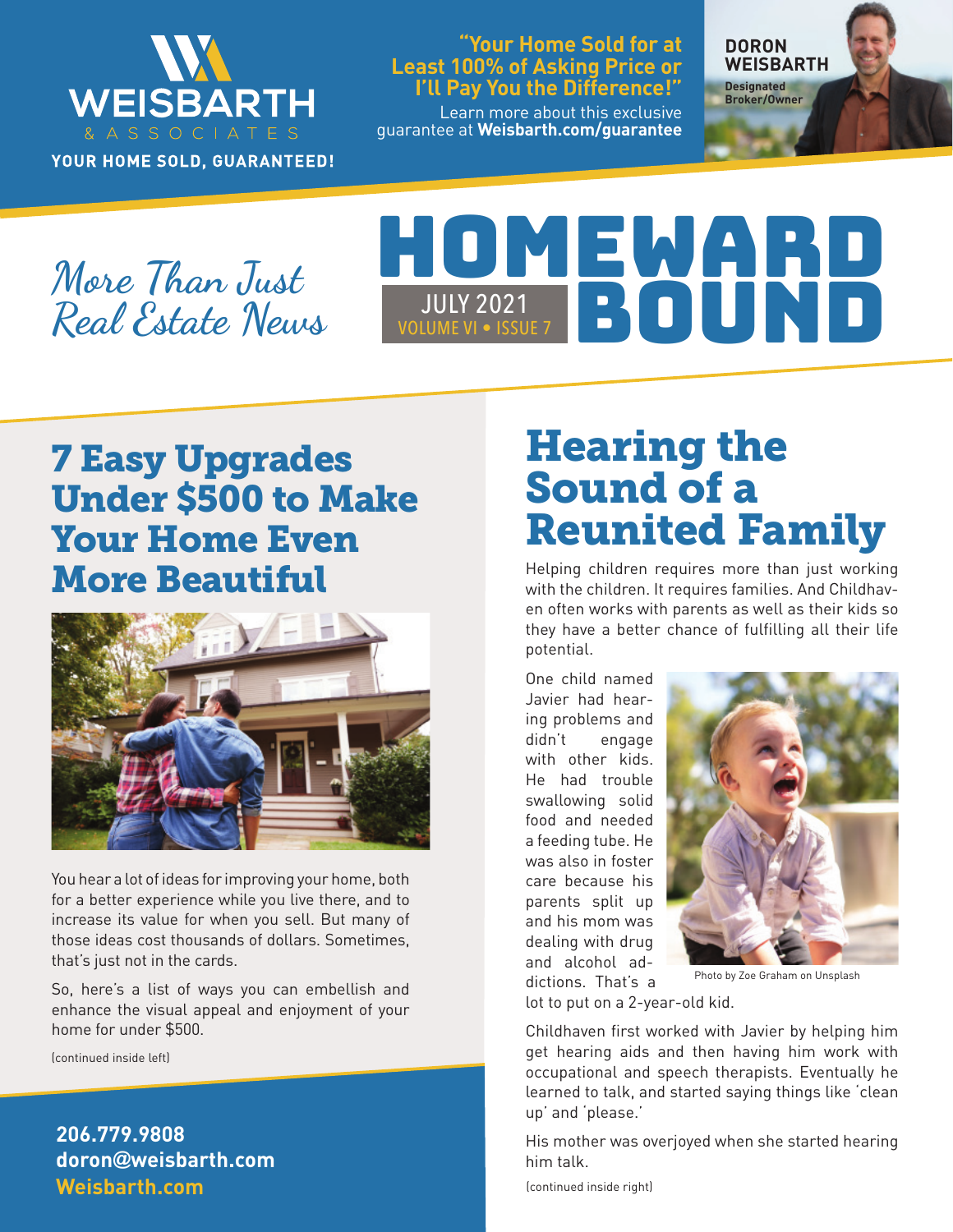WEISBARTH & ASSOCIATES

YOUR HOME SOLD, GUARANTEED!

**"Your Home Sold for at Least 100% of Asking Price or I'll Pay You the Difference!"**

Learn more about this exclusive guarantee at **Weisbarth.com/guarantee**

**DORON WEISBARTH**
**Designated Broker/Owner**

*More Than Just Real Estate News*

# HOMEWARD BOUND

JULY 2021
VOLUME VI • ISSUE 7

## 7 Easy Upgrades Under $500 to Make Your Home Even More Beautiful

You hear a lot of ideas for improving your home, both for a better experience while you live there, and to increase its value for when you sell. But many of those ideas cost thousands of dollars. Sometimes, that's just not in the cards.

So, here's a list of ways you can embellish and enhance the visual appeal and enjoyment of your home for under $500.

(continued inside left)

**206.779.9808**
**doron@weisbarth.com**
**Weisbarth.com**

## Hearing the Sound of a Reunited Family

Helping children requires more than just working with the children. It requires families. And Childhaven often works with parents as well as their kids so they have a better chance of fulfilling all their life potential.

One child named Javier had hearing problems and didn't engage with other kids. He had trouble swallowing solid food and needed a feeding tube. He was also in foster care because his parents split up and his mom was dealing with drug and alcohol addictions. That's a lot to put on a 2-year-old kid.

Photo by Zoe Graham on Unsplash

Childhaven first worked with Javier by helping him get hearing aids and then having him work with occupational and speech therapists. Eventually he learned to talk, and started saying things like 'clean up' and 'please.'

His mother was overjoyed when she started hearing him talk.

(continued inside right)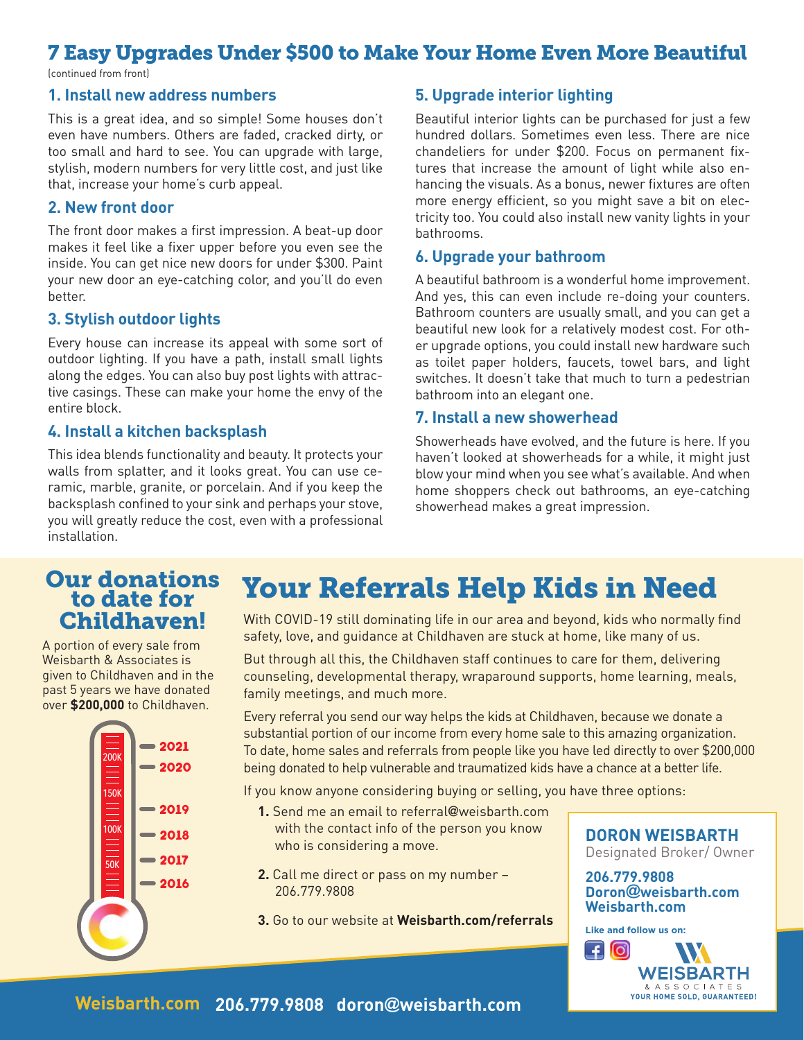# 7 Easy Upgrades Under $500 to Make Your Home Even More Beautiful

(continued from front)

### 1. Install new address numbers

This is a great idea, and so simple! Some houses don't even have numbers. Others are faded, cracked dirty, or too small and hard to see. You can upgrade with large, stylish, modern numbers for very little cost, and just like that, increase your home's curb appeal.

### 2. New front door

The front door makes a first impression. A beat-up door makes it feel like a fixer upper before you even see the inside. You can get nice new doors for under $300. Paint your new door an eye-catching color, and you'll do even better.

### 3. Stylish outdoor lights

Every house can increase its appeal with some sort of outdoor lighting. If you have a path, install small lights along the edges. You can also buy post lights with attractive casings. These can make your home the envy of the entire block.

### 4. Install a kitchen backsplash

This idea blends functionality and beauty. It protects your walls from splatter, and it looks great. You can use ceramic, marble, granite, or porcelain. And if you keep the backsplash confined to your sink and perhaps your stove, you will greatly reduce the cost, even with a professional installation.

### 5. Upgrade interior lighting

Beautiful interior lights can be purchased for just a few hundred dollars. Sometimes even less. There are nice chandeliers for under $200. Focus on permanent fixtures that increase the amount of light while also enhancing the visuals. As a bonus, newer fixtures are often more energy efficient, so you might save a bit on electricity too. You could also install new vanity lights in your bathrooms.

### 6. Upgrade your bathroom

A beautiful bathroom is a wonderful home improvement. And yes, this can even include re-doing your counters. Bathroom counters are usually small, and you can get a beautiful new look for a relatively modest cost. For other upgrade options, you could install new hardware such as toilet paper holders, faucets, towel bars, and light switches. It doesn't take that much to turn a pedestrian bathroom into an elegant one.

### 7. Install a new showerhead

Showerheads have evolved, and the future is here. If you haven't looked at showerheads for a while, it might just blow your mind when you see what's available. And when home shoppers check out bathrooms, an eye-catching showerhead makes a great impression.

## Our donations to date for Childhaven!

A portion of every sale from Weisbarth & Associates is given to Childhaven and in the past 5 years we have donated over **$200,000** to Childhaven.

200K, 150K, 100K, 50K — 2021, 2020, 2019, 2018, 2017, 2016

# Your Referrals Help Kids in Need

With COVID-19 still dominating life in our area and beyond, kids who normally find safety, love, and guidance at Childhaven are stuck at home, like many of us.

But through all this, the Childhaven staff continues to care for them, delivering counseling, developmental therapy, wraparound supports, home learning, meals, family meetings, and much more.

Every referral you send our way helps the kids at Childhaven, because we donate a substantial portion of our income from every home sale to this amazing organization. To date, home sales and referrals from people like you have led directly to over $200,000 being donated to help vulnerable and traumatized kids have a chance at a better life.

If you know anyone considering buying or selling, you have three options:

1. Send me an email to referral@weisbarth.com with the contact info of the person you know who is considering a move.
2. Call me direct or pass on my number – 206.779.9808
3. Go to our website at **Weisbarth.com/referrals**

**DORON WEISBARTH**
Designated Broker/ Owner

**206.779.9808**
**Doron@weisbarth.com**
**Weisbarth.com**

**Like and follow us on:**

WEISBARTH & ASSOCIATES
YOUR HOME SOLD, GUARANTEED!

**Weisbarth.com 206.779.9808 doron@weisbarth.com**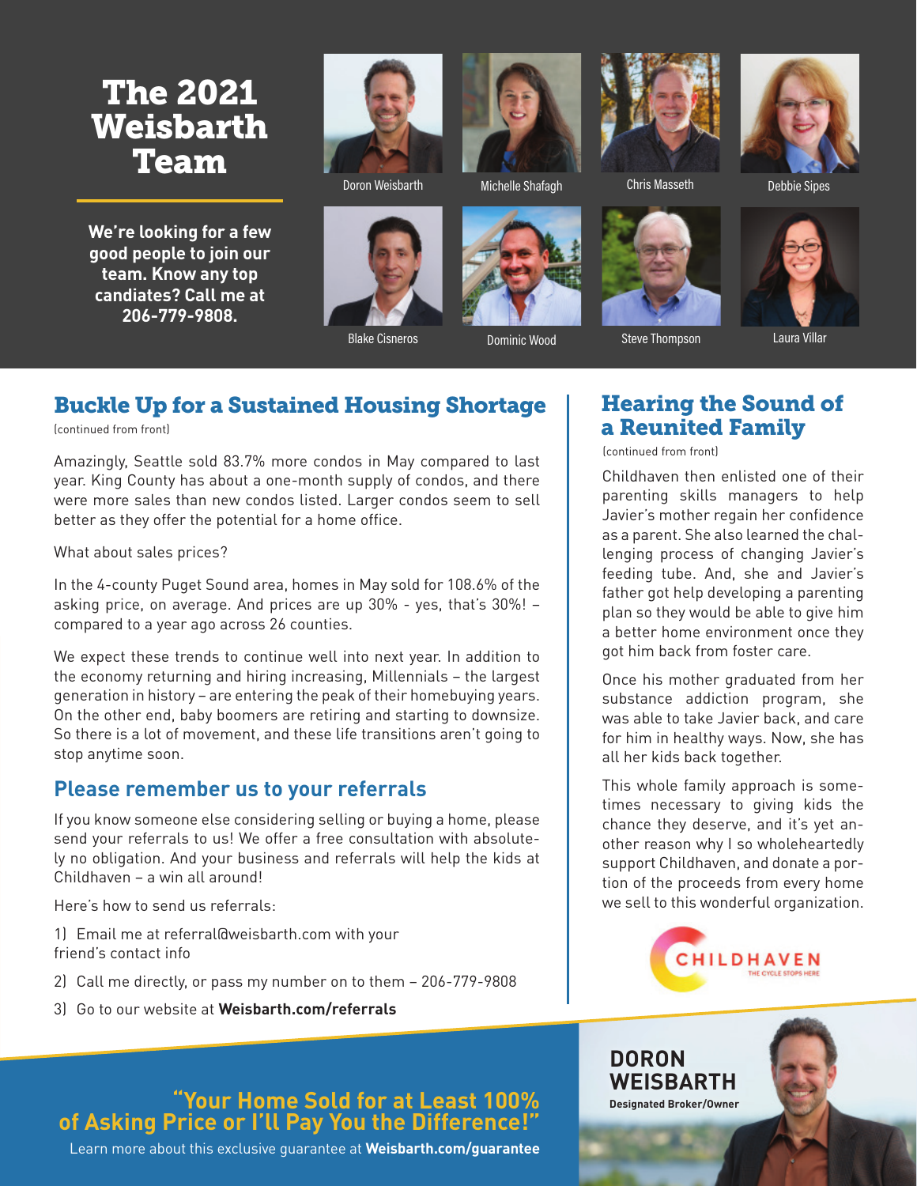# The 2021 Weisbarth Team

**We're looking for a few good people to join our team. Know any top candiates? Call me at 206-779-9808.**

Doron Weisbarth

Michelle Shafagh

Chris Masseth

Debbie Sipes

Blake Cisneros

Dominic Wood

Steve Thompson

Laura Villar

## Buckle Up for a Sustained Housing Shortage

(continued from front)

Amazingly, Seattle sold 83.7% more condos in May compared to last year. King County has about a one-month supply of condos, and there were more sales than new condos listed. Larger condos seem to sell better as they offer the potential for a home office.

What about sales prices?

In the 4-county Puget Sound area, homes in May sold for 108.6% of the asking price, on average. And prices are up 30% - yes, that's 30%! – compared to a year ago across 26 counties.

We expect these trends to continue well into next year. In addition to the economy returning and hiring increasing, Millennials – the largest generation in history – are entering the peak of their homebuying years. On the other end, baby boomers are retiring and starting to downsize. So there is a lot of movement, and these life transitions aren't going to stop anytime soon.

### Please remember us to your referrals

If you know someone else considering selling or buying a home, please send your referrals to us! We offer a free consultation with absolutely no obligation. And your business and referrals will help the kids at Childhaven – a win all around!

Here's how to send us referrals:

1) Email me at referral@weisbarth.com with your friend's contact info
2) Call me directly, or pass my number on to them – 206-779-9808
3) Go to our website at **Weisbarth.com/referrals**

## Hearing the Sound of a Reunited Family

(continued from front)

Childhaven then enlisted one of their parenting skills managers to help Javier's mother regain her confidence as a parent. She also learned the challenging process of changing Javier's feeding tube. And, she and Javier's father got help developing a parenting plan so they would be able to give him a better home environment once they got him back from foster care.

Once his mother graduated from her substance addiction program, she was able to take Javier back, and care for him in healthy ways. Now, she has all her kids back together.

This whole family approach is sometimes necessary to giving kids the chance they deserve, and it's yet another reason why I so wholeheartedly support Childhaven, and donate a portion of the proceeds from every home we sell to this wonderful organization.

CHILDHAVEN
THE CYCLE STOPS HERE

**"Your Home Sold for at Least 100% of Asking Price or I'll Pay You the Difference!"**

Learn more about this exclusive guarantee at **Weisbarth.com/guarantee**

**DORON WEISBARTH**
**Designated Broker/Owner**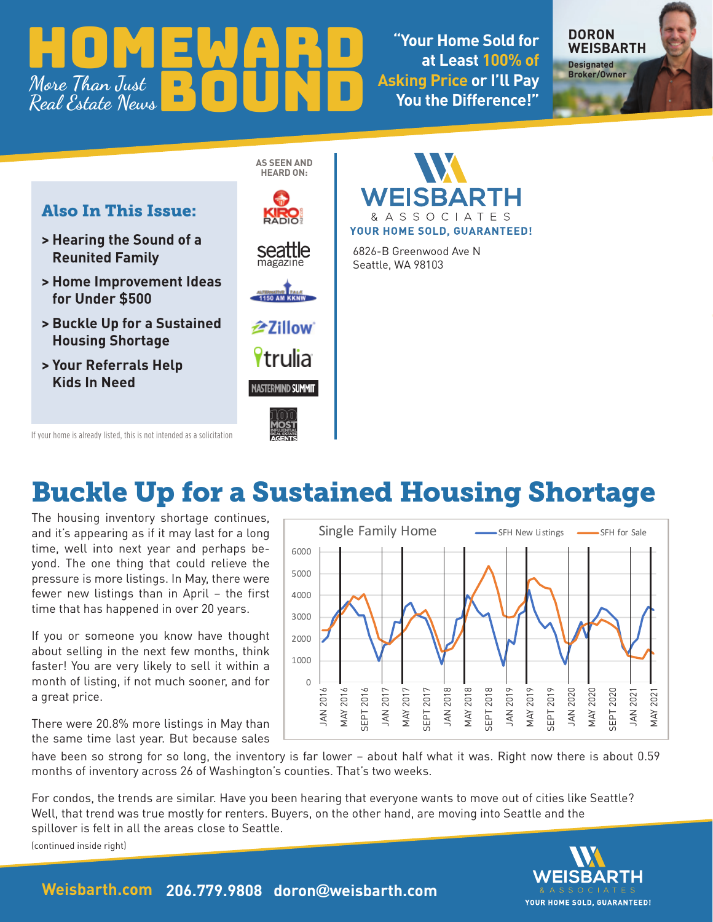# HOMEWARD BOUND

*More Than Just Real Estate News*

**"Your Home Sold for at Least 100% of Asking Price or I'll Pay You the Difference!"**

**DORON WEISBARTH**
Designated Broker/Owner

## Also In This Issue:

- > Hearing the Sound of a Reunited Family
- > Home Improvement Ideas for Under $500
- > Buckle Up for a Sustained Housing Shortage
- > Your Referrals Help Kids In Need

If your home is already listed, this is not intended as a solicitation

AS SEEN AND HEARD ON:

KIRO RADIO
seattle magazine
1150 AM KKNW
Zillow
trulia
MASTERMIND SUMMIT
100 MOST INFLUENTIAL REAL ESTATE AGENTS

WEISBARTH & ASSOCIATES
YOUR HOME SOLD, GUARANTEED!

6826-B Greenwood Ave N
Seattle, WA 98103

# Buckle Up for a Sustained Housing Shortage

The housing inventory shortage continues, and it's appearing as if it may last for a long time, well into next year and perhaps beyond. The one thing that could relieve the pressure is more listings. In May, there were fewer new listings than in April – the first time that has happened in over 20 years.

If you or someone you know have thought about selling in the next few months, think faster! You are very likely to sell it within a month of listing, if not much sooner, and for a great price.

Single Family Home
SFH New Listings
SFH for Sale
6000
5000
4000
3000
2000
1000
0
JAN 2016
MAY 2016
SEPT 2016
JAN 2017
MAY 2017
SEPT 2017
JAN 2018
MAY 2018
SEPT 2018
JAN 2019
MAY 2019
SEPT 2019
JAN 2020
MAY 2020
SEPT 2020
JAN 2021
MAY 2021

There were 20.8% more listings in May than the same time last year. But because sales have been so strong for so long, the inventory is far lower – about half what it was. Right now there is about 0.59 months of inventory across 26 of Washington's counties. That's two weeks.

For condos, the trends are similar. Have you been hearing that everyone wants to move out of cities like Seattle? Well, that trend was true mostly for renters. Buyers, on the other hand, are moving into Seattle and the spillover is felt in all the areas close to Seattle.

(continued inside right)

**Weisbarth.com 206.779.9808 doron@weisbarth.com**

WEISBARTH & ASSOCIATES
YOUR HOME SOLD, GUARANTEED!